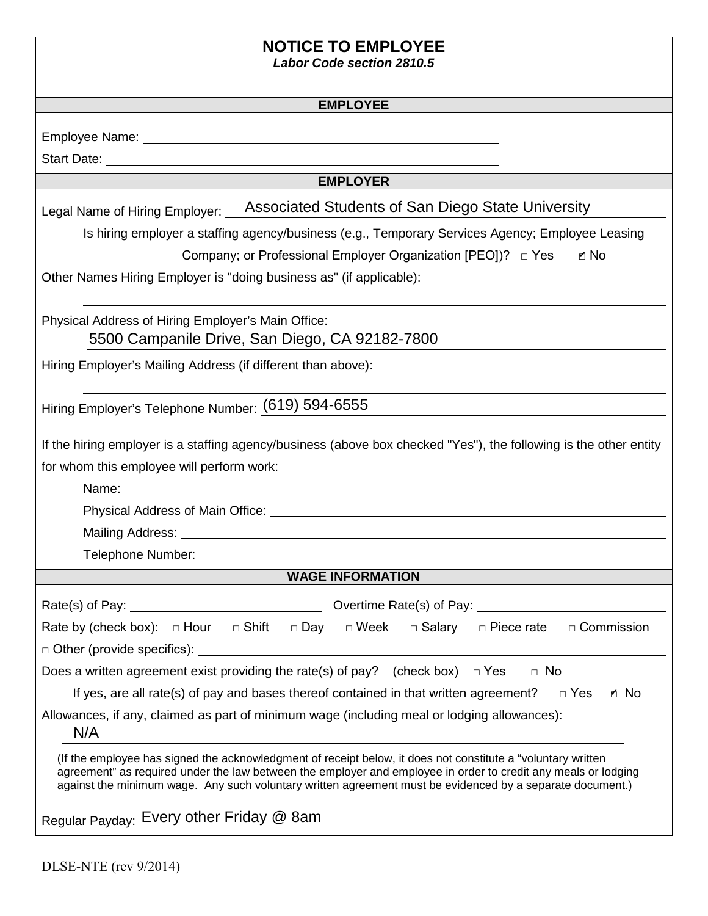# NOTICE TO EMPLOYEE

***Labor Code section 2810.5***

## EMPLOYEE

Employee Name: \_\_\_\_\_\_\_\_\_\_\_\_\_\_\_\_\_\_\_\_\_\_\_\_\_\_\_\_\_\_\_\_\_\_\_\_\_\_\_\_

Start Date: \_\_\_\_\_\_\_\_\_\_\_\_\_\_\_\_\_\_\_\_\_\_\_\_\_\_\_\_\_\_\_\_\_\_\_\_\_\_\_\_

## EMPLOYER

Legal Name of Hiring Employer: Associated Students of San Diego State University

Is hiring employer a staffing agency/business (e.g., Temporary Services Agency; Employee Leasing Company; or Professional Employer Organization [PEO])? ☐ Yes ☑ No

Other Names Hiring Employer is "doing business as" (if applicable):

\_\_\_\_\_\_\_\_\_\_\_\_\_\_\_\_\_\_\_\_\_\_\_\_\_\_\_\_\_\_\_\_\_\_\_\_\_\_\_\_

Physical Address of Hiring Employer's Main Office:
5500 Campanile Drive, San Diego, CA 92182-7800

Hiring Employer's Mailing Address (if different than above):

\_\_\_\_\_\_\_\_\_\_\_\_\_\_\_\_\_\_\_\_\_\_\_\_\_\_\_\_\_\_\_\_\_\_\_\_\_\_\_\_

Hiring Employer's Telephone Number: (619) 594-6555

If the hiring employer is a staffing agency/business (above box checked "Yes"), the following is the other entity for whom this employee will perform work:

Name: \_\_\_\_\_\_\_\_\_\_\_\_\_\_\_\_\_\_\_\_\_\_\_\_\_\_\_\_\_\_\_\_\_\_\_\_\_\_\_\_

Physical Address of Main Office: \_\_\_\_\_\_\_\_\_\_\_\_\_\_\_\_\_\_\_\_\_\_\_\_\_\_\_\_\_\_\_\_\_\_\_\_\_\_\_\_

Mailing Address: \_\_\_\_\_\_\_\_\_\_\_\_\_\_\_\_\_\_\_\_\_\_\_\_\_\_\_\_\_\_\_\_\_\_\_\_\_\_\_\_

Telephone Number: \_\_\_\_\_\_\_\_\_\_\_\_\_\_\_\_\_\_\_\_\_\_\_\_\_\_\_\_\_\_\_\_\_\_\_\_\_\_\_\_

## WAGE INFORMATION

Rate(s) of Pay: \_\_\_\_\_\_\_\_\_\_\_\_\_\_\_\_\_\_\_\_ Overtime Rate(s) of Pay: \_\_\_\_\_\_\_\_\_\_\_\_\_\_\_\_\_\_\_\_

Rate by (check box): ☐ Hour ☐ Shift ☐ Day ☐ Week ☐ Salary ☐ Piece rate ☐ Commission

☐ Other (provide specifics): \_\_\_\_\_\_\_\_\_\_\_\_\_\_\_\_\_\_\_\_\_\_\_\_\_\_\_\_\_\_\_\_\_\_\_\_\_\_\_\_

Does a written agreement exist providing the rate(s) of pay? (check box) ☐ Yes ☐ No

If yes, are all rate(s) of pay and bases thereof contained in that written agreement? ☐ Yes ☑ No

Allowances, if any, claimed as part of minimum wage (including meal or lodging allowances):
N/A

(If the employee has signed the acknowledgment of receipt below, it does not constitute a "voluntary written agreement" as required under the law between the employer and employee in order to credit any meals or lodging against the minimum wage. Any such voluntary written agreement must be evidenced by a separate document.)

Regular Payday: Every other Friday @ 8am

DLSE-NTE (rev 9/2014)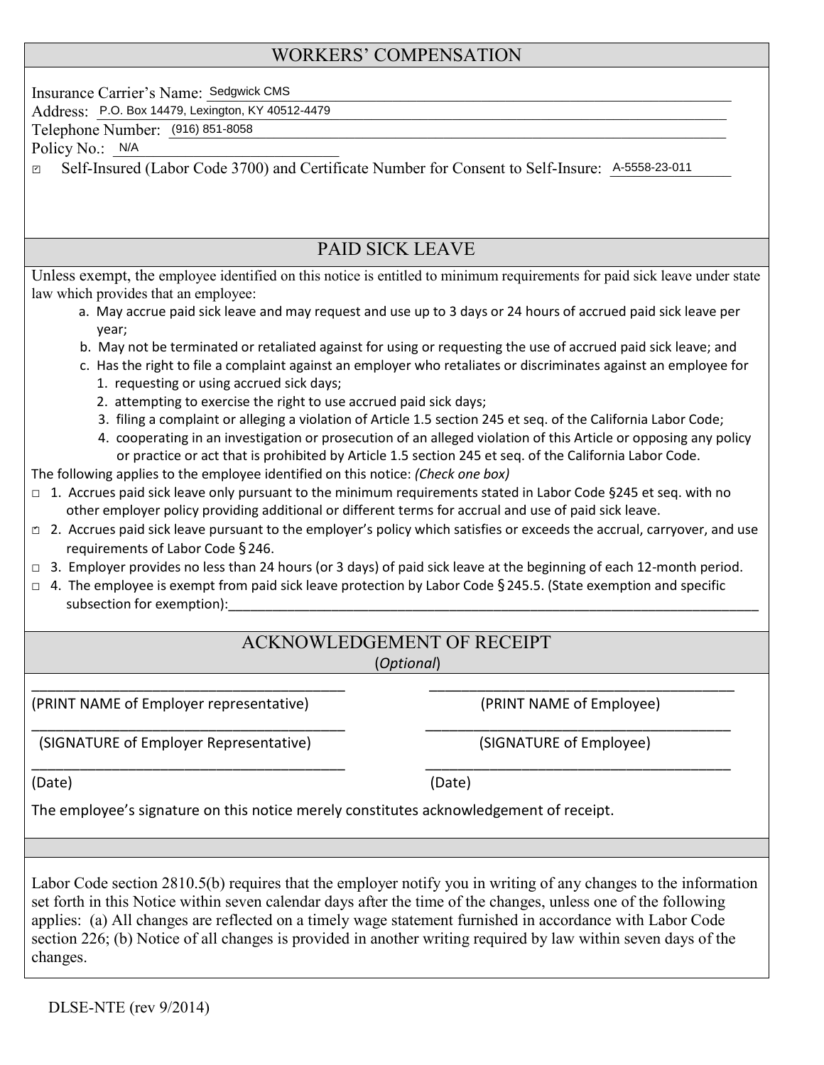## WORKERS' COMPENSATION

Insurance Carrier's Name: Sedgwick CMS

Address: P.O. Box 14479, Lexington, KY 40512-4479

Telephone Number: (916) 851-8058

Policy No.: N/A

☑ Self-Insured (Labor Code 3700) and Certificate Number for Consent to Self-Insure: A-5558-23-011

## PAID SICK LEAVE

Unless exempt, the employee identified on this notice is entitled to minimum requirements for paid sick leave under state law which provides that an employee:

a. May accrue paid sick leave and may request and use up to 3 days or 24 hours of accrued paid sick leave per year;
b. May not be terminated or retaliated against for using or requesting the use of accrued paid sick leave; and
c. Has the right to file a complaint against an employer who retaliates or discriminates against an employee for
    1. requesting or using accrued sick days;
    2. attempting to exercise the right to use accrued paid sick days;
    3. filing a complaint or alleging a violation of Article 1.5 section 245 et seq. of the California Labor Code;
    4. cooperating in an investigation or prosecution of an alleged violation of this Article or opposing any policy or practice or act that is prohibited by Article 1.5 section 245 et seq. of the California Labor Code.

The following applies to the employee identified on this notice: *(Check one box)*

☐ 1. Accrues paid sick leave only pursuant to the minimum requirements stated in Labor Code §245 et seq. with no other employer policy providing additional or different terms for accrual and use of paid sick leave.

☑ 2. Accrues paid sick leave pursuant to the employer's policy which satisfies or exceeds the accrual, carryover, and use requirements of Labor Code §246.

☐ 3. Employer provides no less than 24 hours (or 3 days) of paid sick leave at the beginning of each 12-month period.

☐ 4. The employee is exempt from paid sick leave protection by Labor Code §245.5. (State exemption and specific subsection for exemption):______________________________

## ACKNOWLEDGEMENT OF RECEIPT
(*Optional*)

| | |
|---|---|
| ______________________________ | ______________________________ |
| (PRINT NAME of Employer representative) | (PRINT NAME of Employee) |
| ______________________________ | ______________________________ |
| (SIGNATURE of Employer Representative) | (SIGNATURE of Employee) |
| ______________________________ | ______________________________ |
| (Date) | (Date) |

The employee's signature on this notice merely constitutes acknowledgement of receipt.

Labor Code section 2810.5(b) requires that the employer notify you in writing of any changes to the information set forth in this Notice within seven calendar days after the time of the changes, unless one of the following applies: (a) All changes are reflected on a timely wage statement furnished in accordance with Labor Code section 226; (b) Notice of all changes is provided in another writing required by law within seven days of the changes.

DLSE-NTE (rev 9/2014)